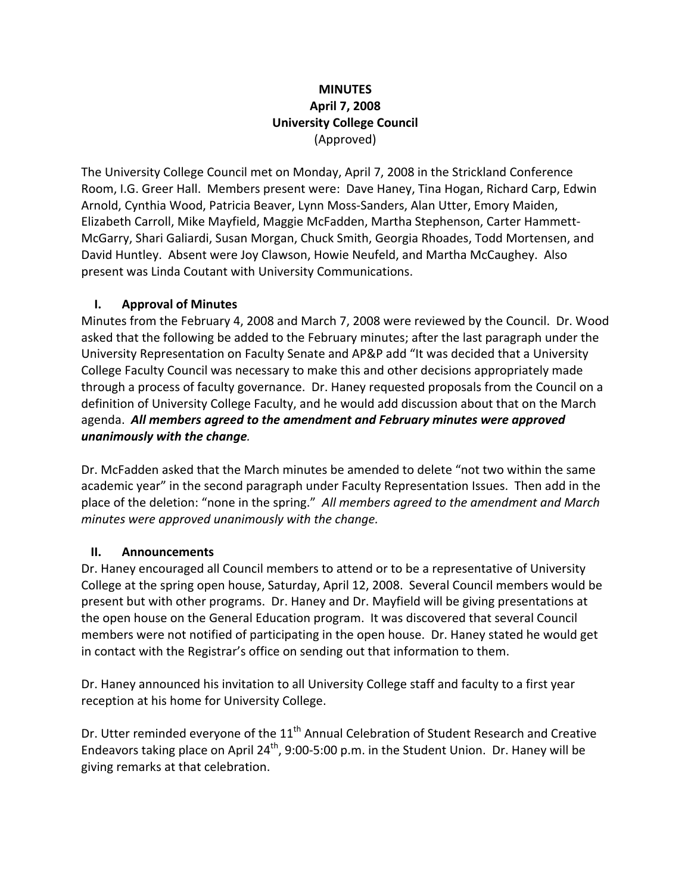**MINUTES**
**April 7, 2008**
**University College Council**
(Approved)

The University College Council met on Monday, April 7, 2008 in the Strickland Conference Room, I.G. Greer Hall. Members present were: Dave Haney, Tina Hogan, Richard Carp, Edwin Arnold, Cynthia Wood, Patricia Beaver, Lynn Moss-Sanders, Alan Utter, Emory Maiden, Elizabeth Carroll, Mike Mayfield, Maggie McFadden, Martha Stephenson, Carter Hammett-McGarry, Shari Galiardi, Susan Morgan, Chuck Smith, Georgia Rhoades, Todd Mortensen, and David Huntley. Absent were Joy Clawson, Howie Neufeld, and Martha McCaughey. Also present was Linda Coutant with University Communications.

## I. Approval of Minutes

Minutes from the February 4, 2008 and March 7, 2008 were reviewed by the Council. Dr. Wood asked that the following be added to the February minutes; after the last paragraph under the University Representation on Faculty Senate and AP&P add "It was decided that a University College Faculty Council was necessary to make this and other decisions appropriately made through a process of faculty governance. Dr. Haney requested proposals from the Council on a definition of University College Faculty, and he would add discussion about that on the March agenda. ***All members agreed to the amendment and February minutes were approved unanimously with the change.***

Dr. McFadden asked that the March minutes be amended to delete "not two within the same academic year" in the second paragraph under Faculty Representation Issues. Then add in the place of the deletion: "none in the spring." *All members agreed to the amendment and March minutes were approved unanimously with the change.*

## II. Announcements

Dr. Haney encouraged all Council members to attend or to be a representative of University College at the spring open house, Saturday, April 12, 2008. Several Council members would be present but with other programs. Dr. Haney and Dr. Mayfield will be giving presentations at the open house on the General Education program. It was discovered that several Council members were not notified of participating in the open house. Dr. Haney stated he would get in contact with the Registrar's office on sending out that information to them.

Dr. Haney announced his invitation to all University College staff and faculty to a first year reception at his home for University College.

Dr. Utter reminded everyone of the 11th Annual Celebration of Student Research and Creative Endeavors taking place on April 24th, 9:00-5:00 p.m. in the Student Union. Dr. Haney will be giving remarks at that celebration.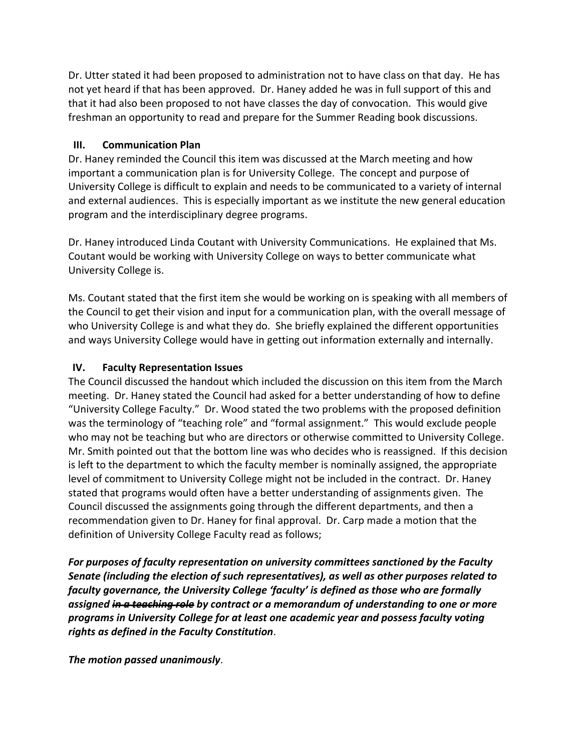Dr. Utter stated it had been proposed to administration not to have class on that day. He has not yet heard if that has been approved. Dr. Haney added he was in full support of this and that it had also been proposed to not have classes the day of convocation. This would give freshman an opportunity to read and prepare for the Summer Reading book discussions.

**III. Communication Plan**

Dr. Haney reminded the Council this item was discussed at the March meeting and how important a communication plan is for University College. The concept and purpose of University College is difficult to explain and needs to be communicated to a variety of internal and external audiences. This is especially important as we institute the new general education program and the interdisciplinary degree programs.

Dr. Haney introduced Linda Coutant with University Communications. He explained that Ms. Coutant would be working with University College on ways to better communicate what University College is.

Ms. Coutant stated that the first item she would be working on is speaking with all members of the Council to get their vision and input for a communication plan, with the overall message of who University College is and what they do. She briefly explained the different opportunities and ways University College would have in getting out information externally and internally.

**IV. Faculty Representation Issues**

The Council discussed the handout which included the discussion on this item from the March meeting. Dr. Haney stated the Council had asked for a better understanding of how to define "University College Faculty." Dr. Wood stated the two problems with the proposed definition was the terminology of "teaching role" and "formal assignment." This would exclude people who may not be teaching but who are directors or otherwise committed to University College. Mr. Smith pointed out that the bottom line was who decides who is reassigned. If this decision is left to the department to which the faculty member is nominally assigned, the appropriate level of commitment to University College might not be included in the contract. Dr. Haney stated that programs would often have a better understanding of assignments given. The Council discussed the assignments going through the different departments, and then a recommendation given to Dr. Haney for final approval. Dr. Carp made a motion that the definition of University College Faculty read as follows;

***For purposes of faculty representation on university committees sanctioned by the Faculty Senate (including the election of such representatives), as well as other purposes related to faculty governance, the University College 'faculty' is defined as those who are formally assigned ~~in a teaching role~~ by contract or a memorandum of understanding to one or more programs in University College for at least one academic year and possess faculty voting rights as defined in the Faculty Constitution***.

***The motion passed unanimously***.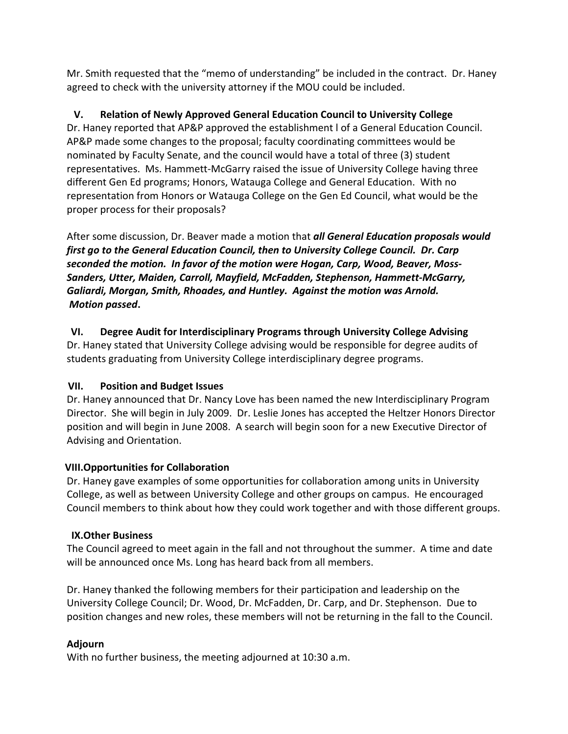Mr. Smith requested that the "memo of understanding" be included in the contract. Dr. Haney agreed to check with the university attorney if the MOU could be included.

## V. Relation of Newly Approved General Education Council to University College

Dr. Haney reported that AP&P approved the establishment l of a General Education Council. AP&P made some changes to the proposal; faculty coordinating committees would be nominated by Faculty Senate, and the council would have a total of three (3) student representatives. Ms. Hammett-McGarry raised the issue of University College having three different Gen Ed programs; Honors, Watauga College and General Education. With no representation from Honors or Watauga College on the Gen Ed Council, what would be the proper process for their proposals?

After some discussion, Dr. Beaver made a motion that ***all General Education proposals would first go to the General Education Council, then to University College Council. Dr. Carp seconded the motion. In favor of the motion were Hogan, Carp, Wood, Beaver, Moss-Sanders, Utter, Maiden, Carroll, Mayfield, McFadden, Stephenson, Hammett-McGarry, Galiardi, Morgan, Smith, Rhoades, and Huntley. Against the motion was Arnold. Motion passed*.**

## VI. Degree Audit for Interdisciplinary Programs through University College Advising

Dr. Haney stated that University College advising would be responsible for degree audits of students graduating from University College interdisciplinary degree programs.

## VII. Position and Budget Issues

Dr. Haney announced that Dr. Nancy Love has been named the new Interdisciplinary Program Director. She will begin in July 2009. Dr. Leslie Jones has accepted the Heltzer Honors Director position and will begin in June 2008. A search will begin soon for a new Executive Director of Advising and Orientation.

## VIII. Opportunities for Collaboration

Dr. Haney gave examples of some opportunities for collaboration among units in University College, as well as between University College and other groups on campus. He encouraged Council members to think about how they could work together and with those different groups.

## IX. Other Business

The Council agreed to meet again in the fall and not throughout the summer. A time and date will be announced once Ms. Long has heard back from all members.

Dr. Haney thanked the following members for their participation and leadership on the University College Council; Dr. Wood, Dr. McFadden, Dr. Carp, and Dr. Stephenson. Due to position changes and new roles, these members will not be returning in the fall to the Council.

## Adjourn

With no further business, the meeting adjourned at 10:30 a.m.